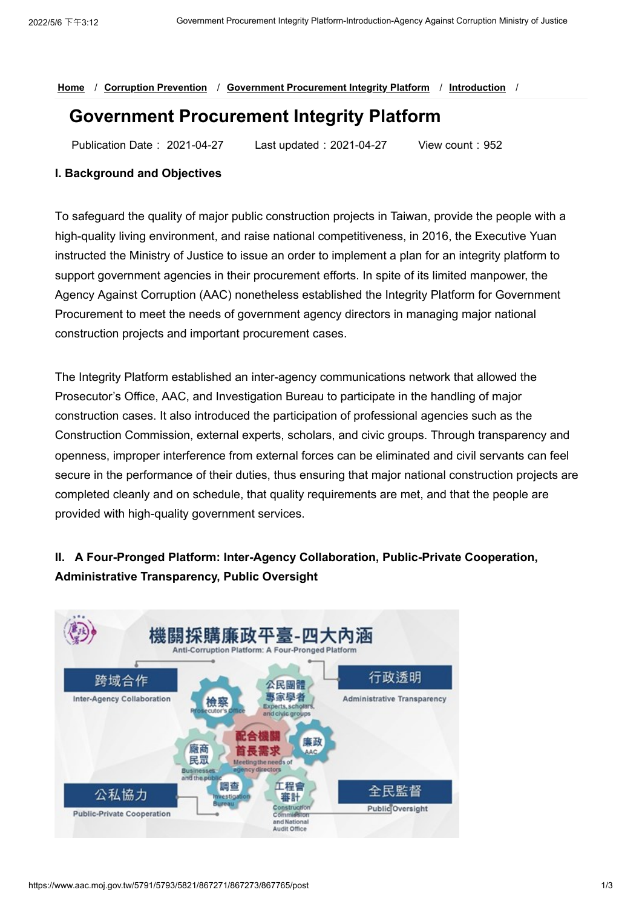Home / Corruption Prevention / Government Procurement Integrity Platform / Introduction /

# Government Procurement Integrity Platform

Publication Date：2021-04-27 Last updated：2021-04-27 View count：952

**I. Background and Objectives**

To safeguard the quality of major public construction projects in Taiwan, provide the people with a high-quality living environment, and raise national competitiveness, in 2016, the Executive Yuan instructed the Ministry of Justice to issue an order to implement a plan for an integrity platform to support government agencies in their procurement efforts. In spite of its limited manpower, the Agency Against Corruption (AAC) nonetheless established the Integrity Platform for Government Procurement to meet the needs of government agency directors in managing major national construction projects and important procurement cases.

The Integrity Platform established an inter-agency communications network that allowed the Prosecutor's Office, AAC, and Investigation Bureau to participate in the handling of major construction cases. It also introduced the participation of professional agencies such as the Construction Commission, external experts, scholars, and civic groups. Through transparency and openness, improper interference from external forces can be eliminated and civil servants can feel secure in the performance of their duties, thus ensuring that major national construction projects are completed cleanly and on schedule, that quality requirements are met, and that the people are provided with high-quality government services.

**II. A Four-Pronged Platform: Inter-Agency Collaboration, Public-Private Cooperation, Administrative Transparency, Public Oversight**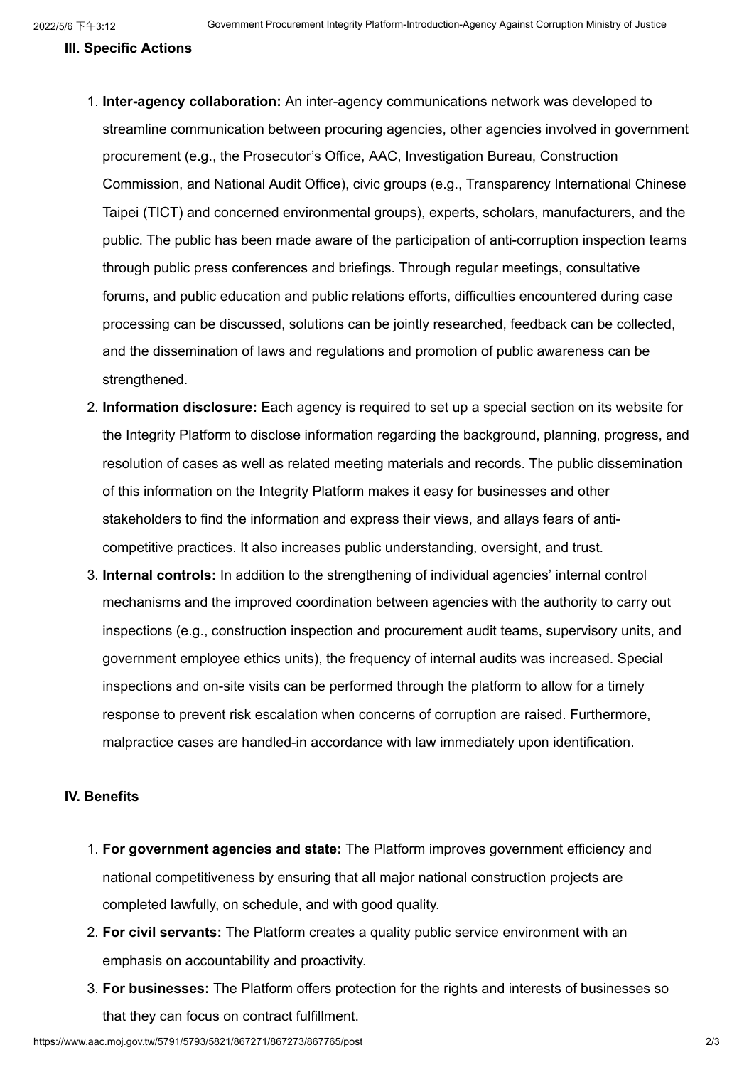### III. Specific Actions

1. **Inter-agency collaboration:** An inter-agency communications network was developed to streamline communication between procuring agencies, other agencies involved in government procurement (e.g., the Prosecutor's Office, AAC, Investigation Bureau, Construction Commission, and National Audit Office), civic groups (e.g., Transparency International Chinese Taipei (TICT) and concerned environmental groups), experts, scholars, manufacturers, and the public. The public has been made aware of the participation of anti-corruption inspection teams through public press conferences and briefings. Through regular meetings, consultative forums, and public education and public relations efforts, difficulties encountered during case processing can be discussed, solutions can be jointly researched, feedback can be collected, and the dissemination of laws and regulations and promotion of public awareness can be strengthened.
2. **Information disclosure:** Each agency is required to set up a special section on its website for the Integrity Platform to disclose information regarding the background, planning, progress, and resolution of cases as well as related meeting materials and records. The public dissemination of this information on the Integrity Platform makes it easy for businesses and other stakeholders to find the information and express their views, and allays fears of anti-competitive practices. It also increases public understanding, oversight, and trust.
3. **Internal controls:** In addition to the strengthening of individual agencies' internal control mechanisms and the improved coordination between agencies with the authority to carry out inspections (e.g., construction inspection and procurement audit teams, supervisory units, and government employee ethics units), the frequency of internal audits was increased. Special inspections and on-site visits can be performed through the platform to allow for a timely response to prevent risk escalation when concerns of corruption are raised. Furthermore, malpractice cases are handled-in accordance with law immediately upon identification.

### IV. Benefits

1. **For government agencies and state:** The Platform improves government efficiency and national competitiveness by ensuring that all major national construction projects are completed lawfully, on schedule, and with good quality.
2. **For civil servants:** The Platform creates a quality public service environment with an emphasis on accountability and proactivity.
3. **For businesses:** The Platform offers protection for the rights and interests of businesses so that they can focus on contract fulfillment.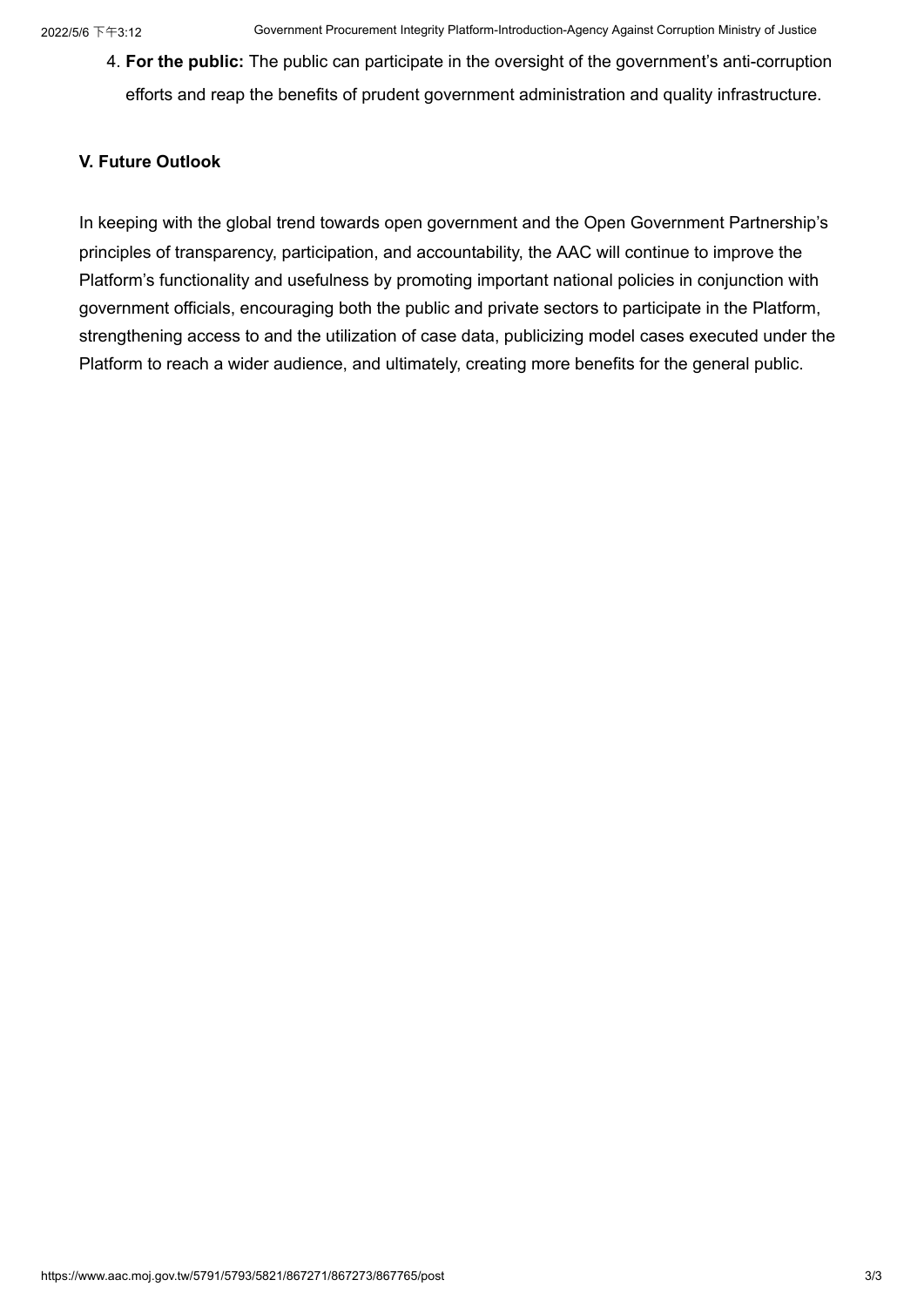4. **For the public:** The public can participate in the oversight of the government's anti-corruption efforts and reap the benefits of prudent government administration and quality infrastructure.

### V. Future Outlook

In keeping with the global trend towards open government and the Open Government Partnership's principles of transparency, participation, and accountability, the AAC will continue to improve the Platform's functionality and usefulness by promoting important national policies in conjunction with government officials, encouraging both the public and private sectors to participate in the Platform, strengthening access to and the utilization of case data, publicizing model cases executed under the Platform to reach a wider audience, and ultimately, creating more benefits for the general public.